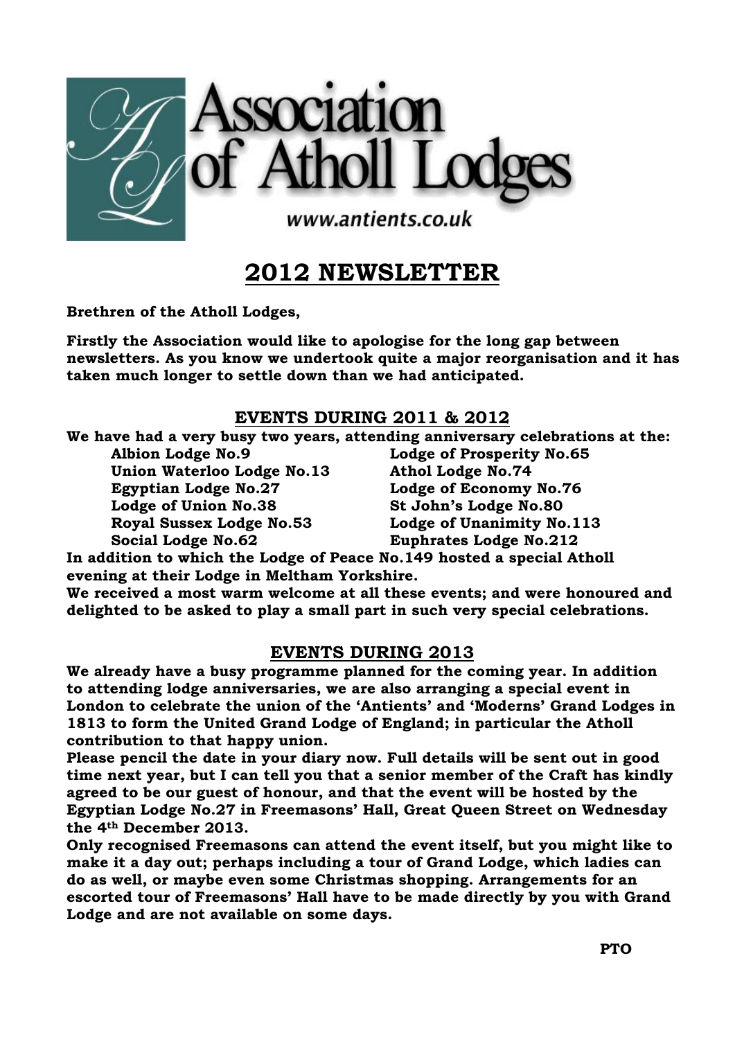Association of Atholl Lodges

www.antients.co.uk

# 2012 NEWSLETTER

**Brethren of the Atholl Lodges,**

**Firstly the Association would like to apologise for the long gap between newsletters. As you know we undertook quite a major reorganisation and it has taken much longer to settle down than we had anticipated.**

## EVENTS DURING 2011 & 2012

**We have had a very busy two years, attending anniversary celebrations at the:**

- **Albion Lodge No.9**
- **Union Waterloo Lodge No.13**
- **Egyptian Lodge No.27**
- **Lodge of Union No.38**
- **Royal Sussex Lodge No.53**
- **Social Lodge No.62**
- **Lodge of Prosperity No.65**
- **Athol Lodge No.74**
- **Lodge of Economy No.76**
- **St John's Lodge No.80**
- **Lodge of Unanimity No.113**
- **Euphrates Lodge No.212**

**In addition to which the Lodge of Peace No.149 hosted a special Atholl evening at their Lodge in Meltham Yorkshire.**

**We received a most warm welcome at all these events; and were honoured and delighted to be asked to play a small part in such very special celebrations.**

## EVENTS DURING 2013

**We already have a busy programme planned for the coming year. In addition to attending lodge anniversaries, we are also arranging a special event in London to celebrate the union of the 'Antients' and 'Moderns' Grand Lodges in 1813 to form the United Grand Lodge of England; in particular the Atholl contribution to that happy union.**

**Please pencil the date in your diary now. Full details will be sent out in good time next year, but I can tell you that a senior member of the Craft has kindly agreed to be our guest of honour, and that the event will be hosted by the Egyptian Lodge No.27 in Freemasons' Hall, Great Queen Street on Wednesday the 4th December 2013.**

**Only recognised Freemasons can attend the event itself, but you might like to make it a day out; perhaps including a tour of Grand Lodge, which ladies can do as well, or maybe even some Christmas shopping. Arrangements for an escorted tour of Freemasons' Hall have to be made directly by you with Grand Lodge and are not available on some days.**

**PTO**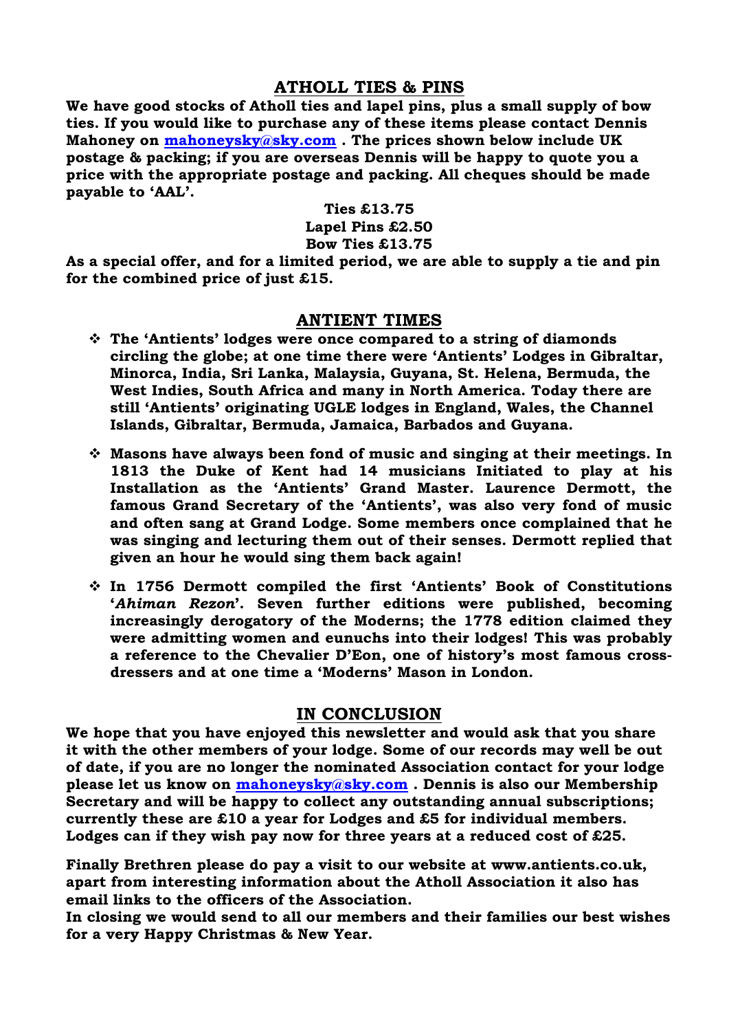## ATHOLL TIES & PINS

**We have good stocks of Atholl ties and lapel pins, plus a small supply of bow ties. If you would like to purchase any of these items please contact Dennis Mahoney on [mahoneysky@sky.com](mailto:mahoneysky@sky.com) . The prices shown below include UK postage & packing; if you are overseas Dennis will be happy to quote you a price with the appropriate postage and packing. All cheques should be made payable to 'AAL'.**

**Ties £13.75**
**Lapel Pins £2.50**
**Bow Ties £13.75**

**As a special offer, and for a limited period, we are able to supply a tie and pin for the combined price of just £15.**

## ANTIENT TIMES

- **The 'Antients' lodges were once compared to a string of diamonds circling the globe; at one time there were 'Antients' Lodges in Gibraltar, Minorca, India, Sri Lanka, Malaysia, Guyana, St. Helena, Bermuda, the West Indies, South Africa and many in North America. Today there are still 'Antients' originating UGLE lodges in England, Wales, the Channel Islands, Gibraltar, Bermuda, Jamaica, Barbados and Guyana.**
- **Masons have always been fond of music and singing at their meetings. In 1813 the Duke of Kent had 14 musicians Initiated to play at his Installation as the 'Antients' Grand Master. Laurence Dermott, the famous Grand Secretary of the 'Antients', was also very fond of music and often sang at Grand Lodge. Some members once complained that he was singing and lecturing them out of their senses. Dermott replied that given an hour he would sing them back again!**
- **In 1756 Dermott compiled the first 'Antients' Book of Constitutions '*Ahiman Rezon*'. Seven further editions were published, becoming increasingly derogatory of the Moderns; the 1778 edition claimed they were admitting women and eunuchs into their lodges! This was probably a reference to the Chevalier D'Eon, one of history's most famous cross-dressers and at one time a 'Moderns' Mason in London.**

## IN CONCLUSION

**We hope that you have enjoyed this newsletter and would ask that you share it with the other members of your lodge. Some of our records may well be out of date, if you are no longer the nominated Association contact for your lodge please let us know on [mahoneysky@sky.com](mailto:mahoneysky@sky.com) . Dennis is also our Membership Secretary and will be happy to collect any outstanding annual subscriptions; currently these are £10 a year for Lodges and £5 for individual members. Lodges can if they wish pay now for three years at a reduced cost of £25.**

**Finally Brethren please do pay a visit to our website at www.antients.co.uk, apart from interesting information about the Atholl Association it also has email links to the officers of the Association.**
**In closing we would send to all our members and their families our best wishes for a very Happy Christmas & New Year.**